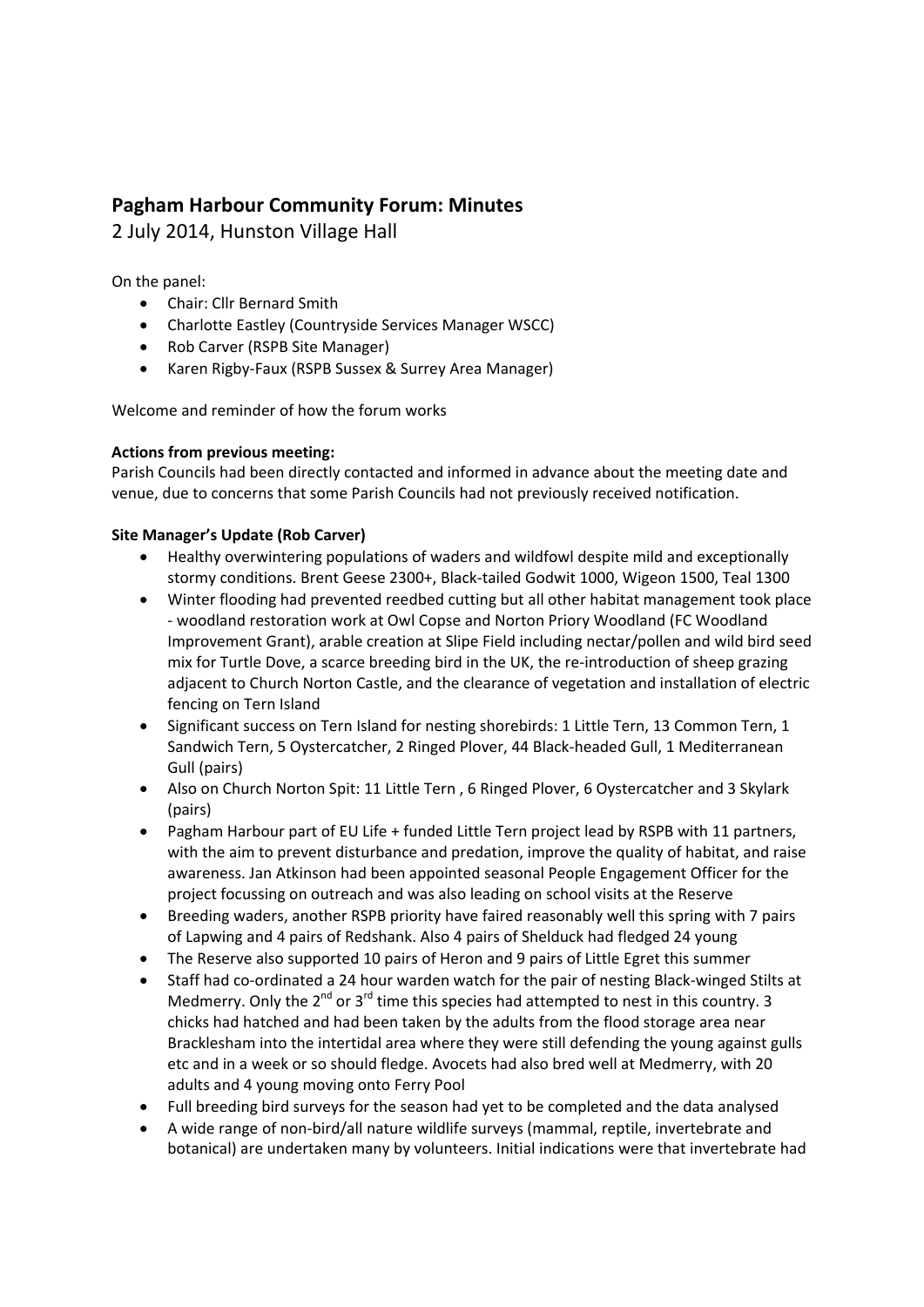## Pagham Harbour Community Forum: Minutes

2 July 2014, Hunston Village Hall

On the panel:

- Chair: Cllr Bernard Smith
- Charlotte Eastley (Countryside Services Manager WSCC)
- Rob Carver (RSPB Site Manager)
- Karen Rigby-Faux (RSPB Sussex & Surrey Area Manager)

Welcome and reminder of how the forum works

**Actions from previous meeting:**

Parish Councils had been directly contacted and informed in advance about the meeting date and venue, due to concerns that some Parish Councils had not previously received notification.

**Site Manager's Update (Rob Carver)**

- Healthy overwintering populations of waders and wildfowl despite mild and exceptionally stormy conditions. Brent Geese 2300+, Black-tailed Godwit 1000, Wigeon 1500, Teal 1300
- Winter flooding had prevented reedbed cutting but all other habitat management took place - woodland restoration work at Owl Copse and Norton Priory Woodland (FC Woodland Improvement Grant), arable creation at Slipe Field including nectar/pollen and wild bird seed mix for Turtle Dove, a scarce breeding bird in the UK, the re-introduction of sheep grazing adjacent to Church Norton Castle, and the clearance of vegetation and installation of electric fencing on Tern Island
- Significant success on Tern Island for nesting shorebirds: 1 Little Tern, 13 Common Tern, 1 Sandwich Tern, 5 Oystercatcher, 2 Ringed Plover, 44 Black-headed Gull, 1 Mediterranean Gull (pairs)
- Also on Church Norton Spit: 11 Little Tern , 6 Ringed Plover, 6 Oystercatcher and 3 Skylark (pairs)
- Pagham Harbour part of EU Life + funded Little Tern project lead by RSPB with 11 partners, with the aim to prevent disturbance and predation, improve the quality of habitat, and raise awareness. Jan Atkinson had been appointed seasonal People Engagement Officer for the project focussing on outreach and was also leading on school visits at the Reserve
- Breeding waders, another RSPB priority have faired reasonably well this spring with 7 pairs of Lapwing and 4 pairs of Redshank. Also 4 pairs of Shelduck had fledged 24 young
- The Reserve also supported 10 pairs of Heron and 9 pairs of Little Egret this summer
- Staff had co-ordinated a 24 hour warden watch for the pair of nesting Black-winged Stilts at Medmerry. Only the 2nd or 3rd time this species had attempted to nest in this country. 3 chicks had hatched and had been taken by the adults from the flood storage area near Bracklesham into the intertidal area where they were still defending the young against gulls etc and in a week or so should fledge. Avocets had also bred well at Medmerry, with 20 adults and 4 young moving onto Ferry Pool
- Full breeding bird surveys for the season had yet to be completed and the data analysed
- A wide range of non-bird/all nature wildlife surveys (mammal, reptile, invertebrate and botanical) are undertaken many by volunteers. Initial indications were that invertebrate had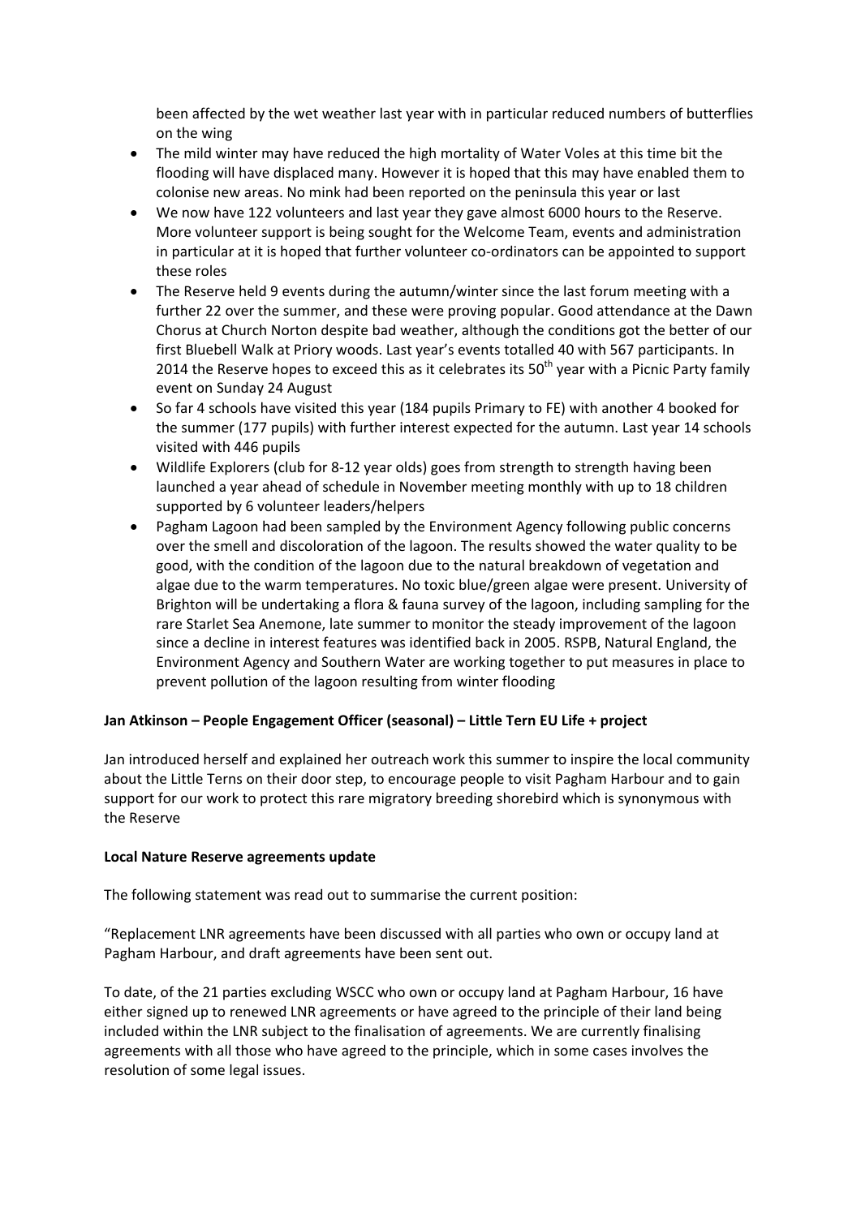been affected by the wet weather last year with in particular reduced numbers of butterflies on the wing

- The mild winter may have reduced the high mortality of Water Voles at this time bit the flooding will have displaced many. However it is hoped that this may have enabled them to colonise new areas. No mink had been reported on the peninsula this year or last
- We now have 122 volunteers and last year they gave almost 6000 hours to the Reserve. More volunteer support is being sought for the Welcome Team, events and administration in particular at it is hoped that further volunteer co-ordinators can be appointed to support these roles
- The Reserve held 9 events during the autumn/winter since the last forum meeting with a further 22 over the summer, and these were proving popular. Good attendance at the Dawn Chorus at Church Norton despite bad weather, although the conditions got the better of our first Bluebell Walk at Priory woods. Last year's events totalled 40 with 567 participants. In 2014 the Reserve hopes to exceed this as it celebrates its 50th year with a Picnic Party family event on Sunday 24 August
- So far 4 schools have visited this year (184 pupils Primary to FE) with another 4 booked for the summer (177 pupils) with further interest expected for the autumn. Last year 14 schools visited with 446 pupils
- Wildlife Explorers (club for 8-12 year olds) goes from strength to strength having been launched a year ahead of schedule in November meeting monthly with up to 18 children supported by 6 volunteer leaders/helpers
- Pagham Lagoon had been sampled by the Environment Agency following public concerns over the smell and discoloration of the lagoon. The results showed the water quality to be good, with the condition of the lagoon due to the natural breakdown of vegetation and algae due to the warm temperatures. No toxic blue/green algae were present. University of Brighton will be undertaking a flora & fauna survey of the lagoon, including sampling for the rare Starlet Sea Anemone, late summer to monitor the steady improvement of the lagoon since a decline in interest features was identified back in 2005. RSPB, Natural England, the Environment Agency and Southern Water are working together to put measures in place to prevent pollution of the lagoon resulting from winter flooding

**Jan Atkinson – People Engagement Officer (seasonal) – Little Tern EU Life + project**

Jan introduced herself and explained her outreach work this summer to inspire the local community about the Little Terns on their door step, to encourage people to visit Pagham Harbour and to gain support for our work to protect this rare migratory breeding shorebird which is synonymous with the Reserve

**Local Nature Reserve agreements update**

The following statement was read out to summarise the current position:

"Replacement LNR agreements have been discussed with all parties who own or occupy land at Pagham Harbour, and draft agreements have been sent out.

To date, of the 21 parties excluding WSCC who own or occupy land at Pagham Harbour, 16 have either signed up to renewed LNR agreements or have agreed to the principle of their land being included within the LNR subject to the finalisation of agreements. We are currently finalising agreements with all those who have agreed to the principle, which in some cases involves the resolution of some legal issues.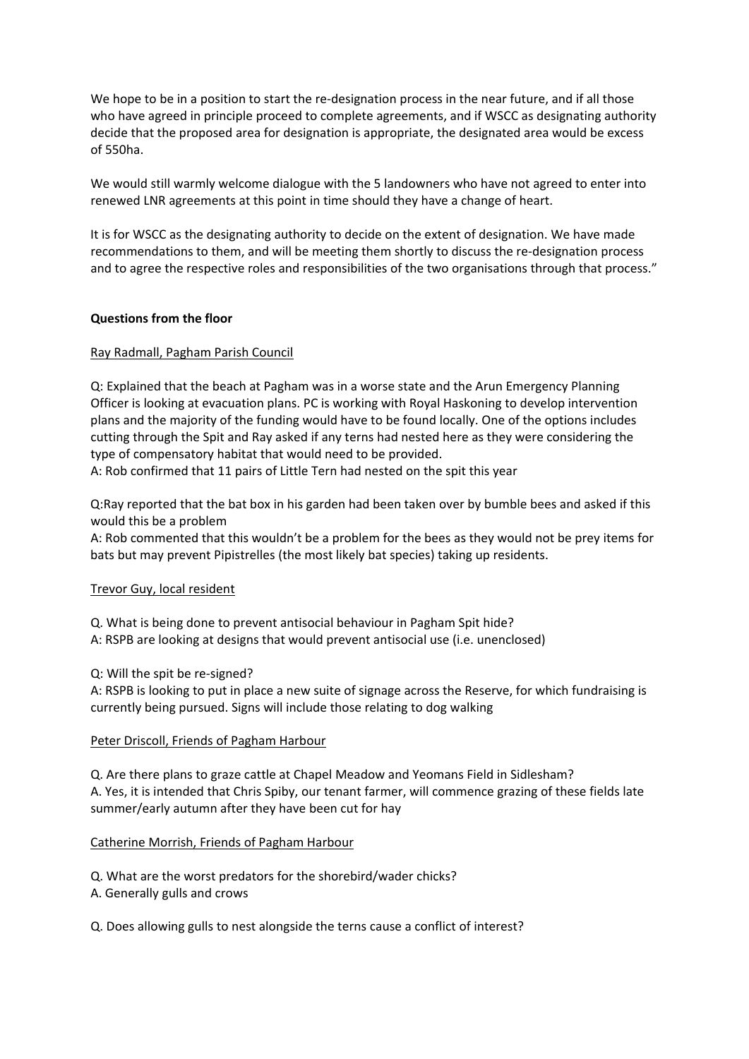We hope to be in a position to start the re-designation process in the near future, and if all those who have agreed in principle proceed to complete agreements, and if WSCC as designating authority decide that the proposed area for designation is appropriate, the designated area would be excess of 550ha.

We would still warmly welcome dialogue with the 5 landowners who have not agreed to enter into renewed LNR agreements at this point in time should they have a change of heart.

It is for WSCC as the designating authority to decide on the extent of designation. We have made recommendations to them, and will be meeting them shortly to discuss the re-designation process and to agree the respective roles and responsibilities of the two organisations through that process."

**Questions from the floor**

<u>Ray Radmall, Pagham Parish Council</u>

Q: Explained that the beach at Pagham was in a worse state and the Arun Emergency Planning Officer is looking at evacuation plans. PC is working with Royal Haskoning to develop intervention plans and the majority of the funding would have to be found locally. One of the options includes cutting through the Spit and Ray asked if any terns had nested here as they were considering the type of compensatory habitat that would need to be provided.
A: Rob confirmed that 11 pairs of Little Tern had nested on the spit this year

Q:Ray reported that the bat box in his garden had been taken over by bumble bees and asked if this would this be a problem
A: Rob commented that this wouldn't be a problem for the bees as they would not be prey items for bats but may prevent Pipistrelles (the most likely bat species) taking up residents.

<u>Trevor Guy, local resident</u>

Q. What is being done to prevent antisocial behaviour in Pagham Spit hide?
A: RSPB are looking at designs that would prevent antisocial use (i.e. unenclosed)

Q: Will the spit be re-signed?
A: RSPB is looking to put in place a new suite of signage across the Reserve, for which fundraising is currently being pursued. Signs will include those relating to dog walking

<u>Peter Driscoll, Friends of Pagham Harbour</u>

Q. Are there plans to graze cattle at Chapel Meadow and Yeomans Field in Sidlesham?
A. Yes, it is intended that Chris Spiby, our tenant farmer, will commence grazing of these fields late summer/early autumn after they have been cut for hay

<u>Catherine Morrish, Friends of Pagham Harbour</u>

Q. What are the worst predators for the shorebird/wader chicks?
A. Generally gulls and crows

Q. Does allowing gulls to nest alongside the terns cause a conflict of interest?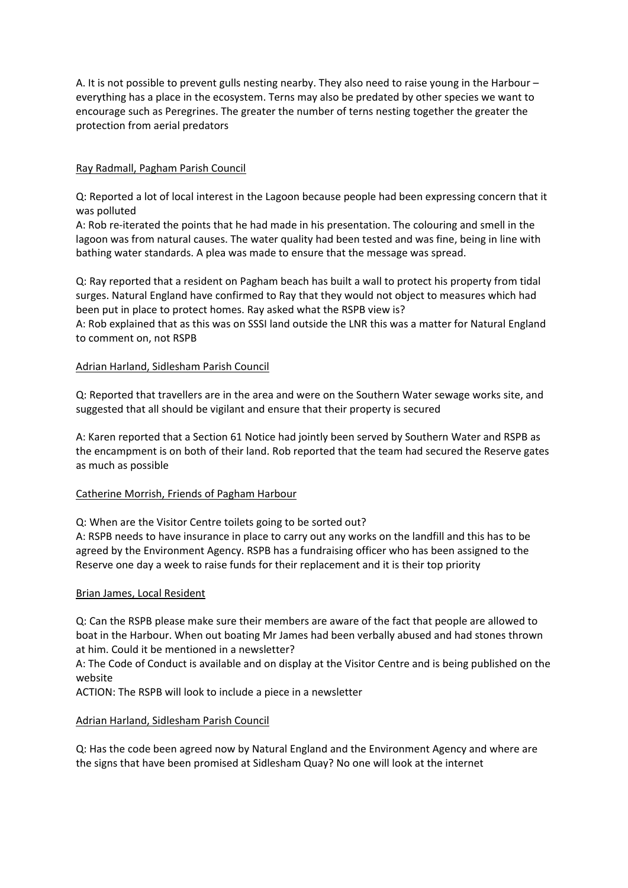A. It is not possible to prevent gulls nesting nearby. They also need to raise young in the Harbour – everything has a place in the ecosystem. Terns may also be predated by other species we want to encourage such as Peregrines. The greater the number of terns nesting together the greater the protection from aerial predators

<u>Ray Radmall, Pagham Parish Council</u>

Q: Reported a lot of local interest in the Lagoon because people had been expressing concern that it was polluted
A: Rob re-iterated the points that he had made in his presentation. The colouring and smell in the lagoon was from natural causes. The water quality had been tested and was fine, being in line with bathing water standards. A plea was made to ensure that the message was spread.

Q: Ray reported that a resident on Pagham beach has built a wall to protect his property from tidal surges. Natural England have confirmed to Ray that they would not object to measures which had been put in place to protect homes. Ray asked what the RSPB view is?
A: Rob explained that as this was on SSSI land outside the LNR this was a matter for Natural England to comment on, not RSPB

<u>Adrian Harland, Sidlesham Parish Council</u>

Q: Reported that travellers are in the area and were on the Southern Water sewage works site, and suggested that all should be vigilant and ensure that their property is secured

A: Karen reported that a Section 61 Notice had jointly been served by Southern Water and RSPB as the encampment is on both of their land. Rob reported that the team had secured the Reserve gates as much as possible

<u>Catherine Morrish, Friends of Pagham Harbour</u>

Q: When are the Visitor Centre toilets going to be sorted out?
A: RSPB needs to have insurance in place to carry out any works on the landfill and this has to be agreed by the Environment Agency. RSPB has a fundraising officer who has been assigned to the Reserve one day a week to raise funds for their replacement and it is their top priority

<u>Brian James, Local Resident</u>

Q: Can the RSPB please make sure their members are aware of the fact that people are allowed to boat in the Harbour. When out boating Mr James had been verbally abused and had stones thrown at him. Could it be mentioned in a newsletter?
A: The Code of Conduct is available and on display at the Visitor Centre and is being published on the website
ACTION: The RSPB will look to include a piece in a newsletter

<u>Adrian Harland, Sidlesham Parish Council</u>

Q: Has the code been agreed now by Natural England and the Environment Agency and where are the signs that have been promised at Sidlesham Quay? No one will look at the internet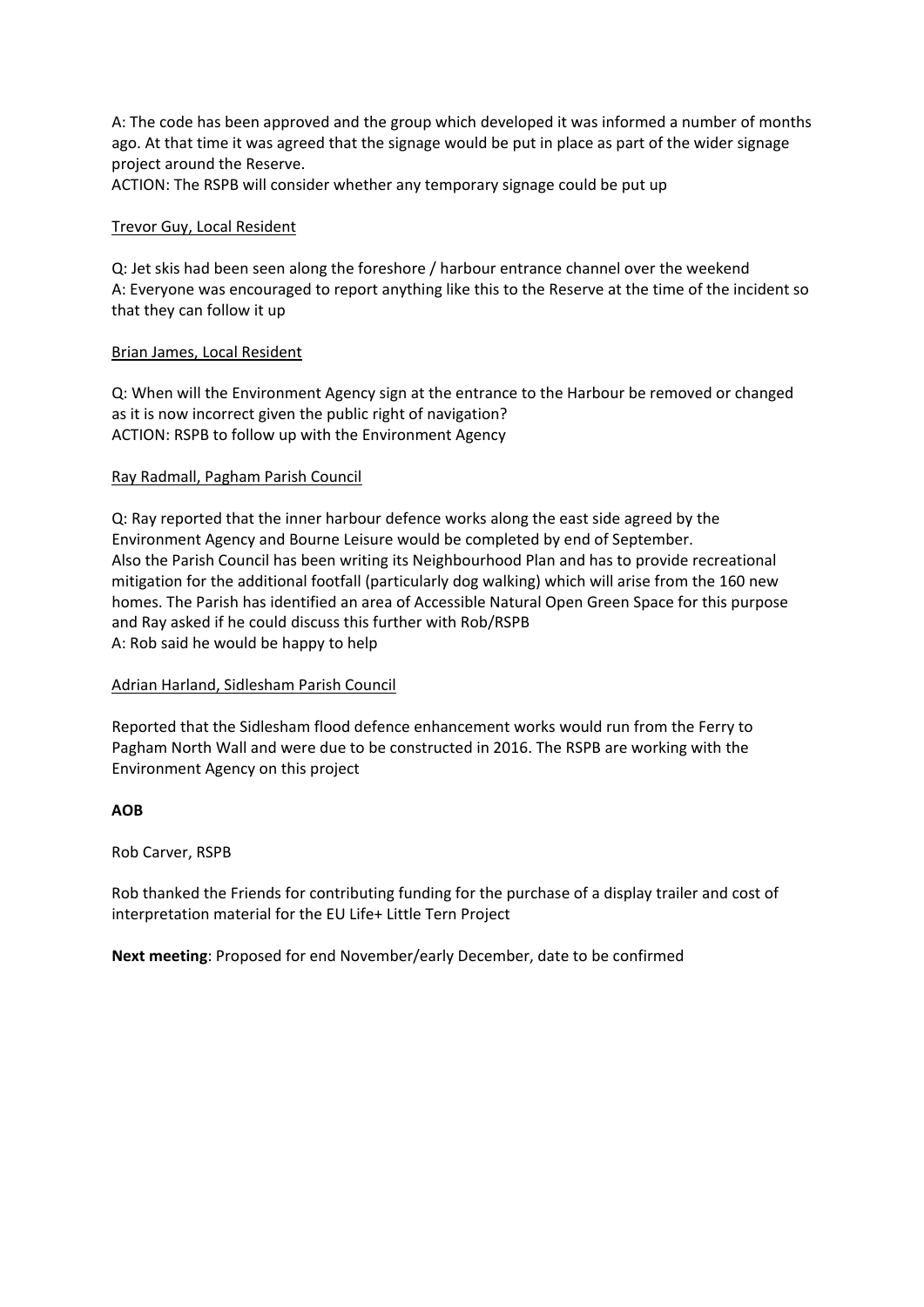A: The code has been approved and the group which developed it was informed a number of months ago. At that time it was agreed that the signage would be put in place as part of the wider signage project around the Reserve.
ACTION: The RSPB will consider whether any temporary signage could be put up

<u>Trevor Guy, Local Resident</u>

Q: Jet skis had been seen along the foreshore / harbour entrance channel over the weekend
A: Everyone was encouraged to report anything like this to the Reserve at the time of the incident so that they can follow it up

<u>Brian James, Local Resident</u>

Q: When will the Environment Agency sign at the entrance to the Harbour be removed or changed as it is now incorrect given the public right of navigation?
ACTION: RSPB to follow up with the Environment Agency

<u>Ray Radmall, Pagham Parish Council</u>

Q: Ray reported that the inner harbour defence works along the east side agreed by the Environment Agency and Bourne Leisure would be completed by end of September.
Also the Parish Council has been writing its Neighbourhood Plan and has to provide recreational mitigation for the additional footfall (particularly dog walking) which will arise from the 160 new homes. The Parish has identified an area of Accessible Natural Open Green Space for this purpose and Ray asked if he could discuss this further with Rob/RSPB
A: Rob said he would be happy to help

<u>Adrian Harland, Sidlesham Parish Council</u>

Reported that the Sidlesham flood defence enhancement works would run from the Ferry to Pagham North Wall and were due to be constructed in 2016. The RSPB are working with the Environment Agency on this project

**AOB**

Rob Carver, RSPB

Rob thanked the Friends for contributing funding for the purchase of a display trailer and cost of interpretation material for the EU Life+ Little Tern Project

**Next meeting**: Proposed for end November/early December, date to be confirmed